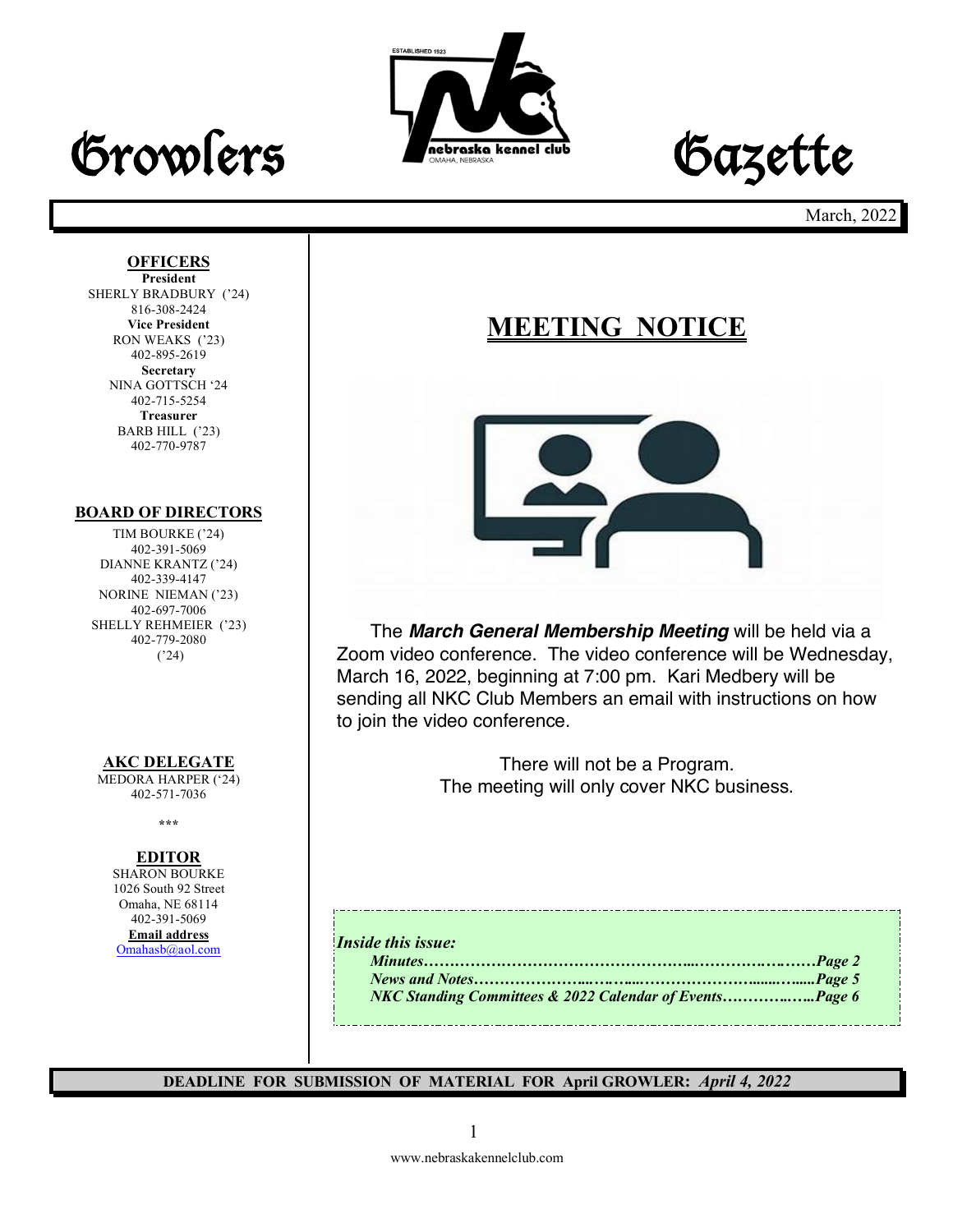# Growlers Gazette

March, 2022

**OFFICERS**

**President**
SHERLY BRADBURY ('24)
816-308-2424

**Vice President**
RON WEAKS ('23)
402-895-2619

**Secretary**
NINA GOTTSCH '24
402-715-5254

**Treasurer**
BARB HILL ('23)
402-770-9787

**BOARD OF DIRECTORS**

TIM BOURKE ('24)
402-391-5069
DIANNE KRANTZ ('24)
402-339-4147
NORINE NIEMAN ('23)
402-697-7006
SHELLY REHMEIER ('23)
402-779-2080
('24)

**AKC DELEGATE**

MEDORA HARPER ('24)
402-571-7036

\*\*\*

**EDITOR**

SHARON BOURKE
1026 South 92 Street
Omaha, NE 68114
402-391-5069
**Email address**
Omahasb@aol.com

## MEETING NOTICE

The ***March General Membership Meeting*** will be held via a Zoom video conference. The video conference will be Wednesday, March 16, 2022, beginning at 7:00 pm. Kari Medbery will be sending all NKC Club Members an email with instructions on how to join the video conference.

There will not be a Program.
The meeting will only cover NKC business.

***Inside this issue:***

- ***Minutes……………………………………………………………………Page 2***
- ***News and Notes…………………………………………………………Page 5***
- ***NKC Standing Committees & 2022 Calendar of Events……………Page 6***

**DEADLINE FOR SUBMISSION OF MATERIAL FOR April GROWLER:** ***April 4, 2022***

www.nebraskakennelclub.com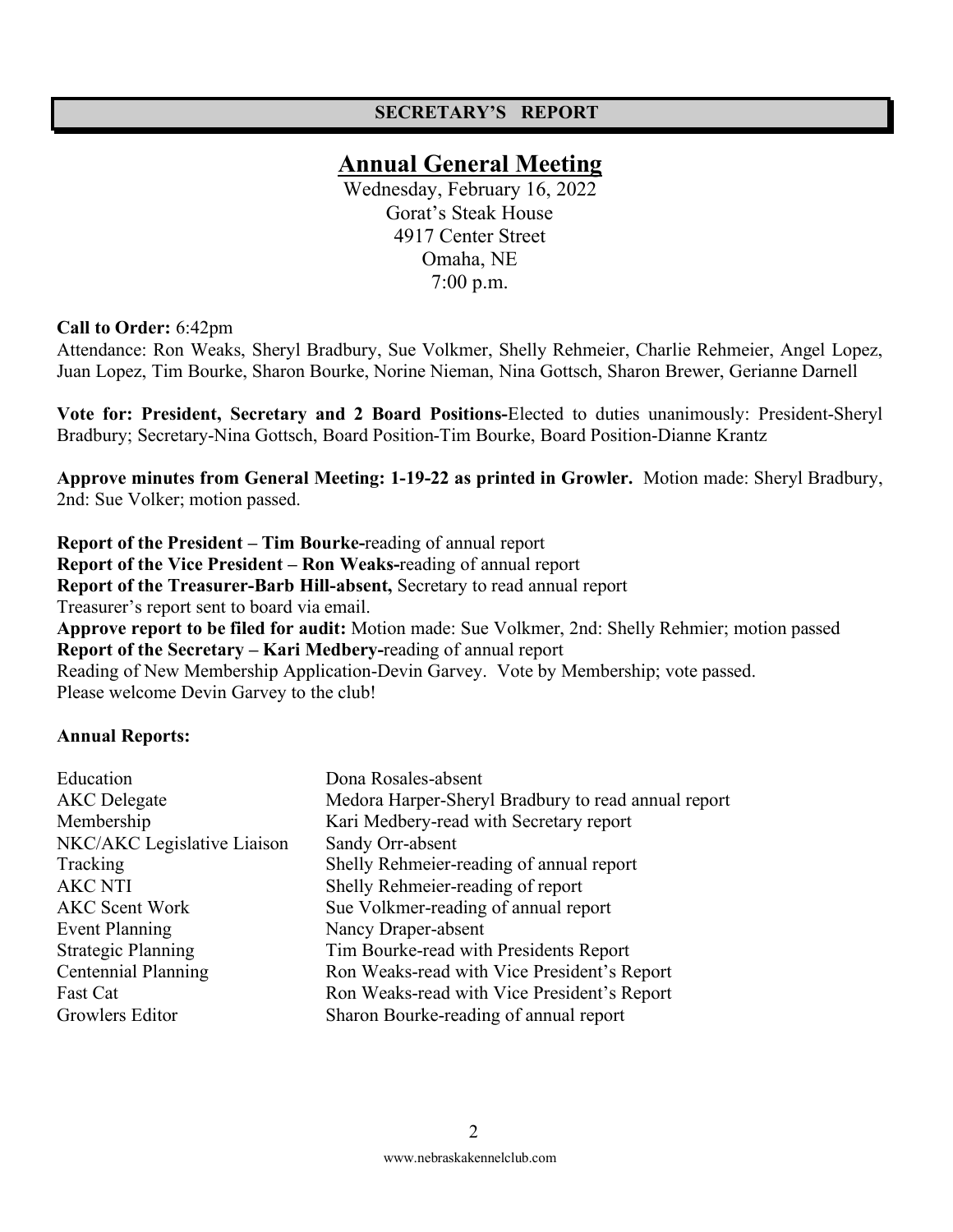## SECRETARY'S REPORT

# Annual General Meeting

Wednesday, February 16, 2022
Gorat's Steak House
4917 Center Street
Omaha, NE
7:00 p.m.

**Call to Order:** 6:42pm
Attendance: Ron Weaks, Sheryl Bradbury, Sue Volkmer, Shelly Rehmeier, Charlie Rehmeier, Angel Lopez, Juan Lopez, Tim Bourke, Sharon Bourke, Norine Nieman, Nina Gottsch, Sharon Brewer, Gerianne Darnell

**Vote for: President, Secretary and 2 Board Positions-**Elected to duties unanimously: President-Sheryl Bradbury; Secretary-Nina Gottsch, Board Position-Tim Bourke, Board Position-Dianne Krantz

**Approve minutes from General Meeting: 1-19-22 as printed in Growler.** Motion made: Sheryl Bradbury, 2nd: Sue Volker; motion passed.

**Report of the President – Tim Bourke-**reading of annual report
**Report of the Vice President – Ron Weaks-**reading of annual report
**Report of the Treasurer-Barb Hill-absent,** Secretary to read annual report
Treasurer's report sent to board via email.
**Approve report to be filed for audit:** Motion made: Sue Volkmer, 2nd: Shelly Rehmier; motion passed
**Report of the Secretary – Kari Medbery-**reading of annual report
Reading of New Membership Application-Devin Garvey. Vote by Membership; vote passed.
Please welcome Devin Garvey to the club!

**Annual Reports:**

| | |
|---|---|
| Education | Dona Rosales-absent |
| AKC Delegate | Medora Harper-Sheryl Bradbury to read annual report |
| Membership | Kari Medbery-read with Secretary report |
| NKC/AKC Legislative Liaison | Sandy Orr-absent |
| Tracking | Shelly Rehmeier-reading of annual report |
| AKC NTI | Shelly Rehmeier-reading of report |
| AKC Scent Work | Sue Volkmer-reading of annual report |
| Event Planning | Nancy Draper-absent |
| Strategic Planning | Tim Bourke-read with Presidents Report |
| Centennial Planning | Ron Weaks-read with Vice President's Report |
| Fast Cat | Ron Weaks-read with Vice President's Report |
| Growlers Editor | Sharon Bourke-reading of annual report |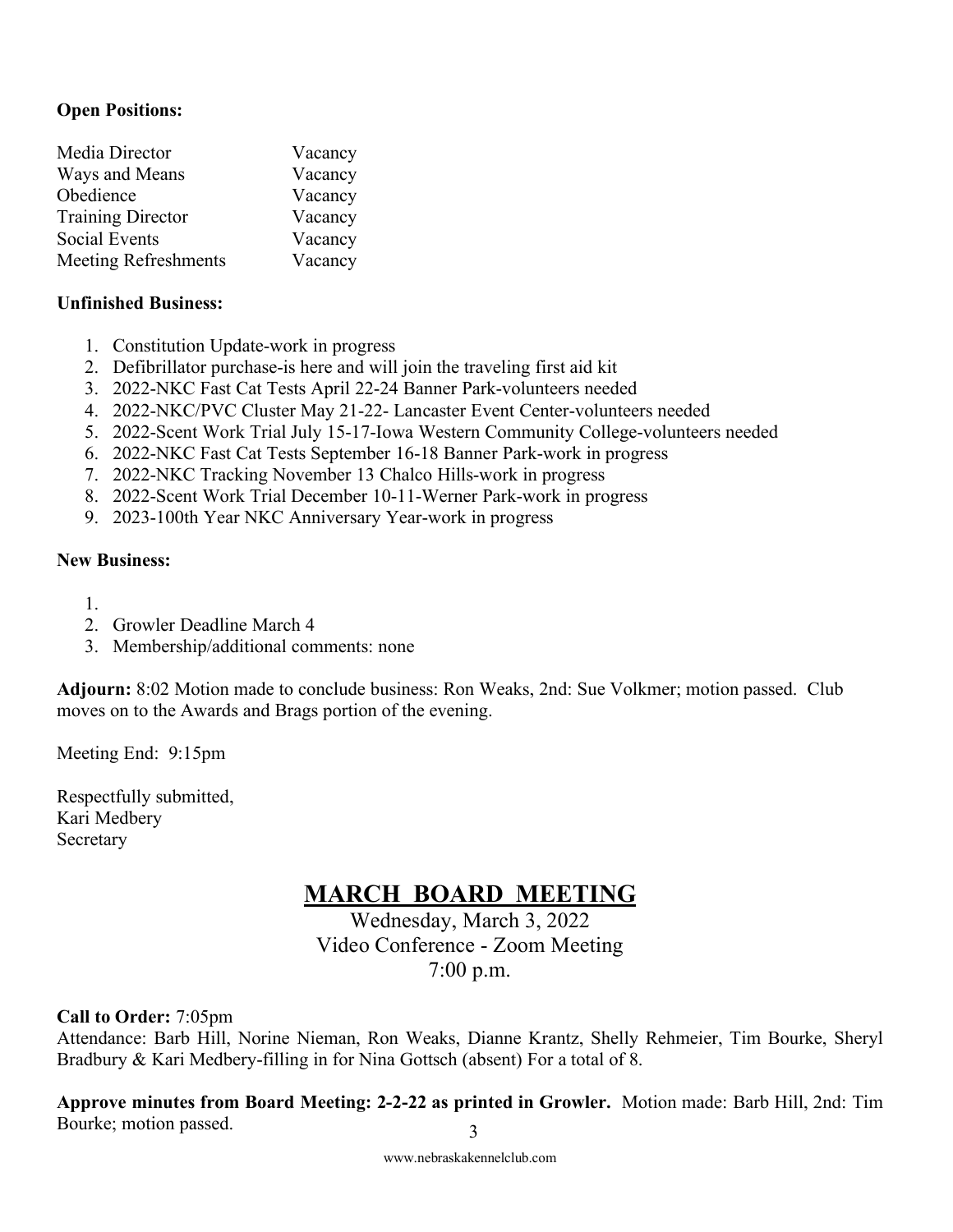**Open Positions:**

| | |
|---|---|
| Media Director | Vacancy |
| Ways and Means | Vacancy |
| Obedience | Vacancy |
| Training Director | Vacancy |
| Social Events | Vacancy |
| Meeting Refreshments | Vacancy |

**Unfinished Business:**

1. Constitution Update-work in progress
2. Defibrillator purchase-is here and will join the traveling first aid kit
3. 2022-NKC Fast Cat Tests April 22-24 Banner Park-volunteers needed
4. 2022-NKC/PVC Cluster May 21-22- Lancaster Event Center-volunteers needed
5. 2022-Scent Work Trial July 15-17-Iowa Western Community College-volunteers needed
6. 2022-NKC Fast Cat Tests September 16-18 Banner Park-work in progress
7. 2022-NKC Tracking November 13 Chalco Hills-work in progress
8. 2022-Scent Work Trial December 10-11-Werner Park-work in progress
9. 2023-100th Year NKC Anniversary Year-work in progress

**New Business:**

1. 
2. Growler Deadline March 4
3. Membership/additional comments: none

**Adjourn:** 8:02 Motion made to conclude business: Ron Weaks, 2nd: Sue Volkmer; motion passed. Club moves on to the Awards and Brags portion of the evening.

Meeting End: 9:15pm

Respectfully submitted,
Kari Medbery
Secretary

## MARCH BOARD MEETING

Wednesday, March 3, 2022
Video Conference - Zoom Meeting
7:00 p.m.

**Call to Order:** 7:05pm
Attendance: Barb Hill, Norine Nieman, Ron Weaks, Dianne Krantz, Shelly Rehmeier, Tim Bourke, Sheryl Bradbury & Kari Medbery-filling in for Nina Gottsch (absent) For a total of 8.

**Approve minutes from Board Meeting: 2-2-22 as printed in Growler.** Motion made: Barb Hill, 2nd: Tim Bourke; motion passed.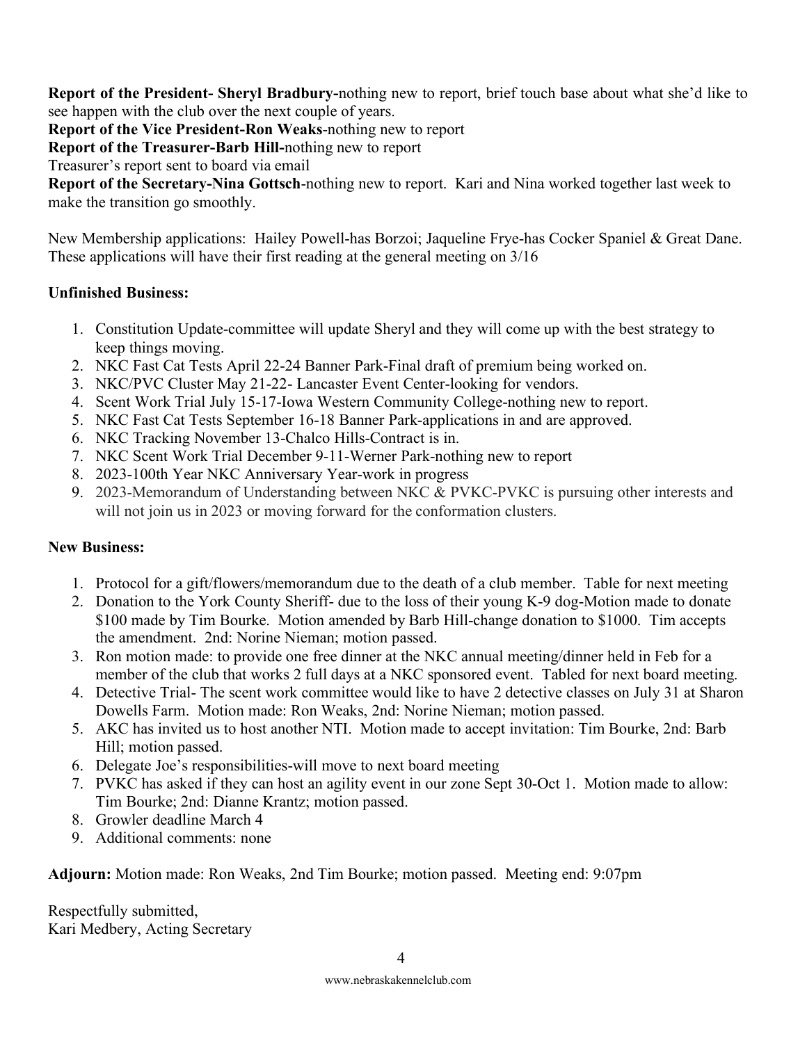**Report of the President- Sheryl Bradbury-**nothing new to report, brief touch base about what she'd like to see happen with the club over the next couple of years.

**Report of the Vice President-Ron Weaks**-nothing new to report

**Report of the Treasurer-Barb Hill-**nothing new to report

Treasurer's report sent to board via email

**Report of the Secretary-Nina Gottsch**-nothing new to report. Kari and Nina worked together last week to make the transition go smoothly.

New Membership applications: Hailey Powell-has Borzoi; Jaqueline Frye-has Cocker Spaniel & Great Dane. These applications will have their first reading at the general meeting on 3/16

**Unfinished Business:**

1. Constitution Update-committee will update Sheryl and they will come up with the best strategy to keep things moving.
2. NKC Fast Cat Tests April 22-24 Banner Park-Final draft of premium being worked on.
3. NKC/PVC Cluster May 21-22- Lancaster Event Center-looking for vendors.
4. Scent Work Trial July 15-17-Iowa Western Community College-nothing new to report.
5. NKC Fast Cat Tests September 16-18 Banner Park-applications in and are approved.
6. NKC Tracking November 13-Chalco Hills-Contract is in.
7. NKC Scent Work Trial December 9-11-Werner Park-nothing new to report
8. 2023-100th Year NKC Anniversary Year-work in progress
9. 2023-Memorandum of Understanding between NKC & PVKC-PVKC is pursuing other interests and will not join us in 2023 or moving forward for the conformation clusters.

**New Business:**

1. Protocol for a gift/flowers/memorandum due to the death of a club member. Table for next meeting
2. Donation to the York County Sheriff- due to the loss of their young K-9 dog-Motion made to donate \$100 made by Tim Bourke. Motion amended by Barb Hill-change donation to \$1000. Tim accepts the amendment. 2nd: Norine Nieman; motion passed.
3. Ron motion made: to provide one free dinner at the NKC annual meeting/dinner held in Feb for a member of the club that works 2 full days at a NKC sponsored event. Tabled for next board meeting.
4. Detective Trial- The scent work committee would like to have 2 detective classes on July 31 at Sharon Dowells Farm. Motion made: Ron Weaks, 2nd: Norine Nieman; motion passed.
5. AKC has invited us to host another NTI. Motion made to accept invitation: Tim Bourke, 2nd: Barb Hill; motion passed.
6. Delegate Joe's responsibilities-will move to next board meeting
7. PVKC has asked if they can host an agility event in our zone Sept 30-Oct 1. Motion made to allow: Tim Bourke; 2nd: Dianne Krantz; motion passed.
8. Growler deadline March 4
9. Additional comments: none

**Adjourn:** Motion made: Ron Weaks, 2nd Tim Bourke; motion passed. Meeting end: 9:07pm

Respectfully submitted,
Kari Medbery, Acting Secretary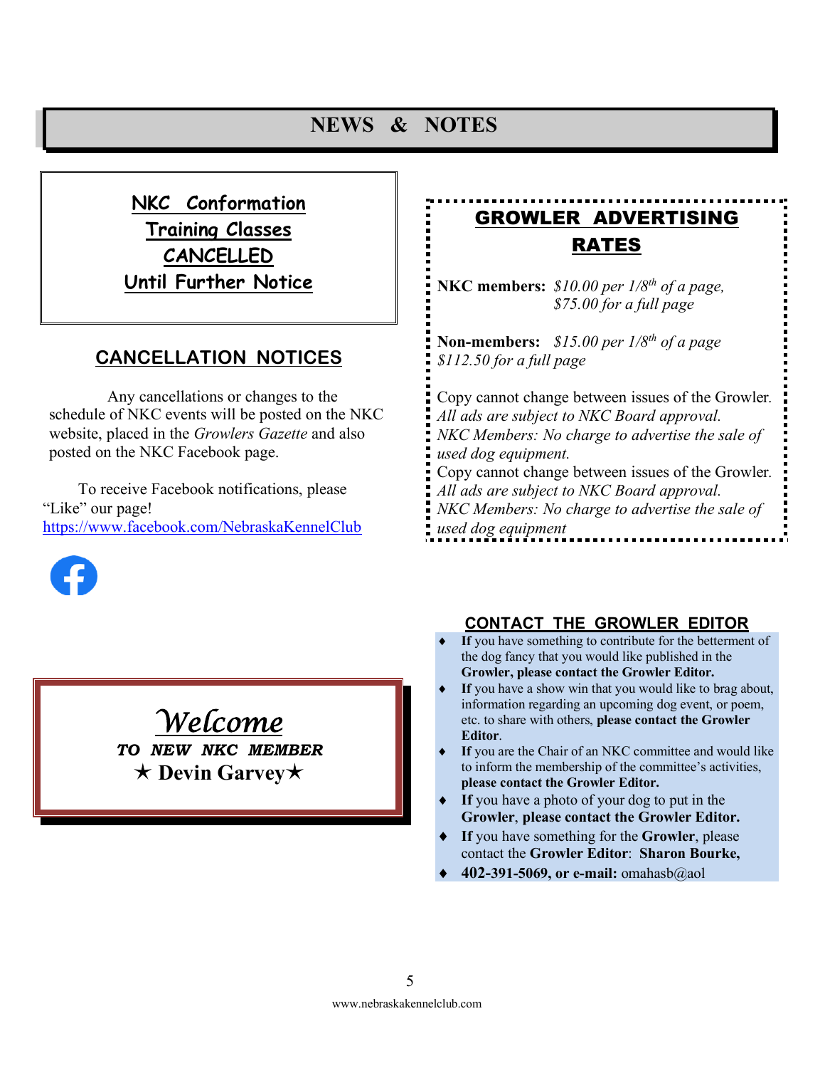# NEWS & NOTES

## NKC Conformation Training Classes CANCELLED Until Further Notice

## CANCELLATION NOTICES

Any cancellations or changes to the schedule of NKC events will be posted on the NKC website, placed in the *Growlers Gazette* and also posted on the NKC Facebook page.

To receive Facebook notifications, please "Like" our page!
https://www.facebook.com/NebraskaKennelClub

## Welcome

***TO NEW NKC MEMBER***

**★ Devin Garvey★**

## GROWLER ADVERTISING RATES

**NKC members:** *$10.00 per 1/8th of a page, $75.00 for a full page*

**Non-members:** *$15.00 per 1/8th of a page $112.50 for a full page*

Copy cannot change between issues of the Growler.
*All ads are subject to NKC Board approval.*
*NKC Members: No charge to advertise the sale of used dog equipment.*
Copy cannot change between issues of the Growler.
*All ads are subject to NKC Board approval.*
*NKC Members: No charge to advertise the sale of used dog equipment*

## CONTACT THE GROWLER EDITOR

- **If** you have something to contribute for the betterment of the dog fancy that you would like published in the **Growler, please contact the Growler Editor.**
- **If** you have a show win that you would like to brag about, information regarding an upcoming dog event, or poem, etc. to share with others, **please contact the Growler Editor**.
- **If** you are the Chair of an NKC committee and would like to inform the membership of the committee's activities, **please contact the Growler Editor.**
- **If** you have a photo of your dog to put in the **Growler**, **please contact the Growler Editor.**
- **If** you have something for the **Growler**, please contact the **Growler Editor**: **Sharon Bourke,**
- **402-391-5069, or e-mail:** omahasb@aol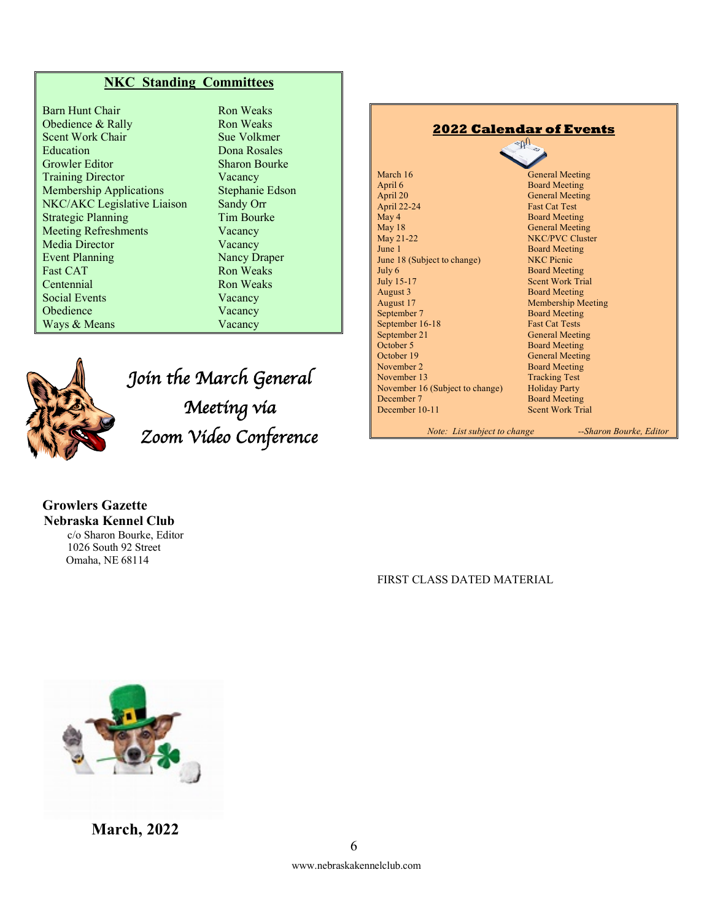## NKC Standing Committees

| | |
|---|---|
| Barn Hunt Chair | Ron Weaks |
| Obedience & Rally | Ron Weaks |
| Scent Work Chair | Sue Volkmer |
| Education | Dona Rosales |
| Growler Editor | Sharon Bourke |
| Training Director | Vacancy |
| Membership Applications | Stephanie Edson |
| NKC/AKC Legislative Liaison | Sandy Orr |
| Strategic Planning | Tim Bourke |
| Meeting Refreshments | Vacancy |
| Media Director | Vacancy |
| Event Planning | Nancy Draper |
| Fast CAT | Ron Weaks |
| Centennial | Ron Weaks |
| Social Events | Vacancy |
| Obedience | Vacancy |
| Ways & Means | Vacancy |

*Join the March General Meeting via Zoom Video Conference*

## 2022 Calendar of Events

| | |
|---|---|
| March 16 | General Meeting |
| April 6 | Board Meeting |
| April 20 | General Meeting |
| April 22-24 | Fast Cat Test |
| May 4 | Board Meeting |
| May 18 | General Meeting |
| May 21-22 | NKC/PVC Cluster |
| June 1 | Board Meeting |
| June 18 (Subject to change) | NKC Picnic |
| July 6 | Board Meeting |
| July 15-17 | Scent Work Trial |
| August 3 | Board Meeting |
| August 17 | Membership Meeting |
| September 7 | Board Meeting |
| September 16-18 | Fast Cat Tests |
| September 21 | General Meeting |
| October 5 | Board Meeting |
| October 19 | General Meeting |
| November 2 | Board Meeting |
| November 13 | Tracking Test |
| November 16 (Subject to change) | Holiday Party |
| December 7 | Board Meeting |
| December 10-11 | Scent Work Trial |

*Note: List subject to change* *--Sharon Bourke, Editor*

**Growlers Gazette**
**Nebraska Kennel Club**
c/o Sharon Bourke, Editor
1026 South 92 Street
Omaha, NE 68114

FIRST CLASS DATED MATERIAL

**March, 2022**

www.nebraskakennelclub.com